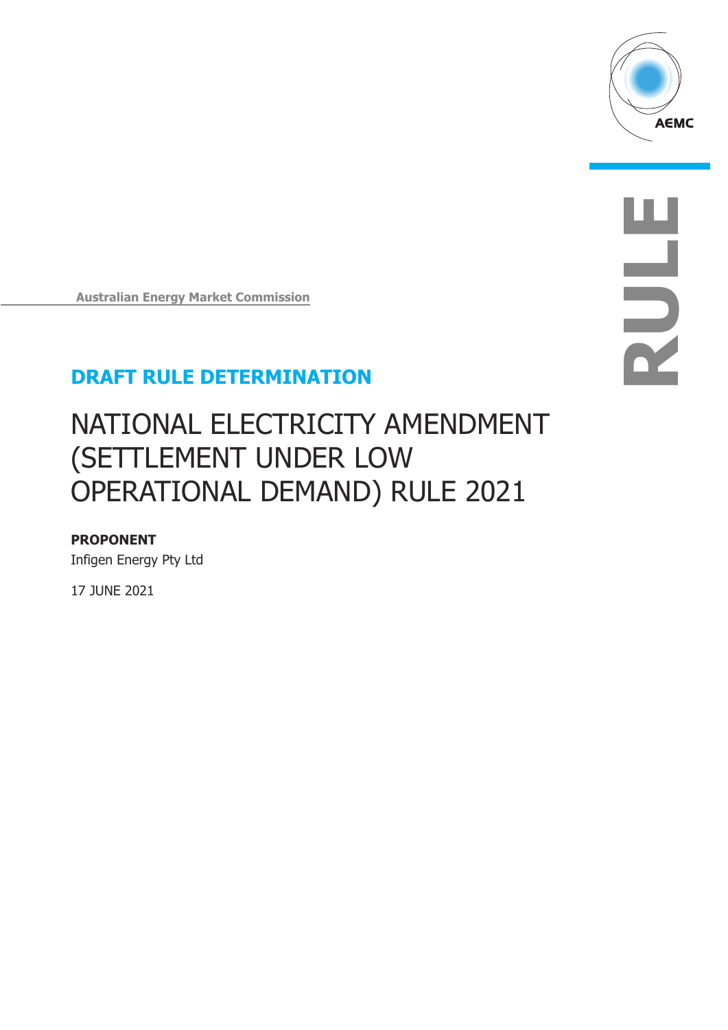Australian Energy Market Commission

## DRAFT RULE DETERMINATION

# NATIONAL ELECTRICITY AMENDMENT (SETTLEMENT UNDER LOW OPERATIONAL DEMAND) RULE 2021

**PROPONENT**

Infigen Energy Pty Ltd

17 JUNE 2021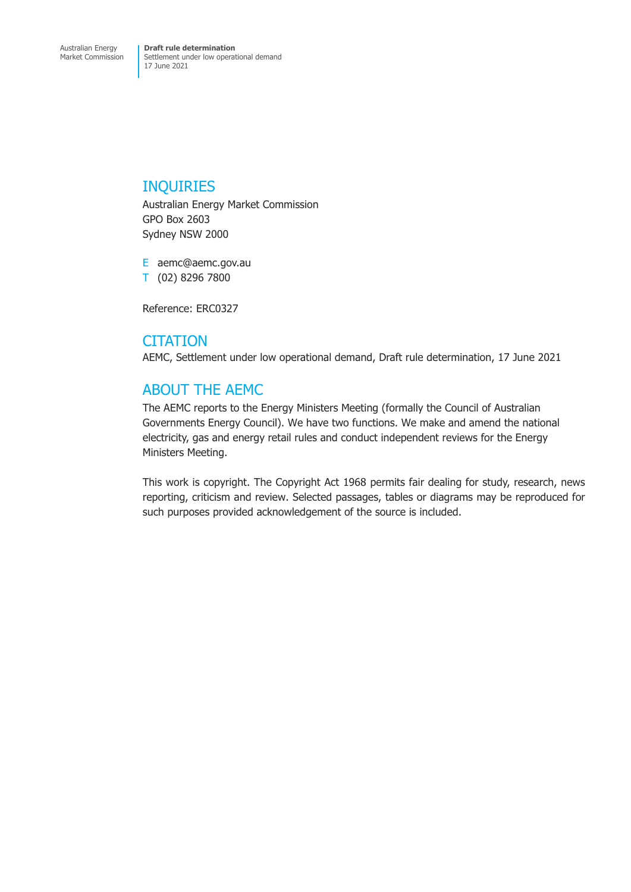## INQUIRIES

Australian Energy Market Commission
GPO Box 2603
Sydney NSW 2000

E aemc@aemc.gov.au
T (02) 8296 7800

Reference: ERC0327

## CITATION

AEMC, Settlement under low operational demand, Draft rule determination, 17 June 2021

## ABOUT THE AEMC

The AEMC reports to the Energy Ministers Meeting (formally the Council of Australian Governments Energy Council). We have two functions. We make and amend the national electricity, gas and energy retail rules and conduct independent reviews for the Energy Ministers Meeting.

This work is copyright. The Copyright Act 1968 permits fair dealing for study, research, news reporting, criticism and review. Selected passages, tables or diagrams may be reproduced for such purposes provided acknowledgement of the source is included.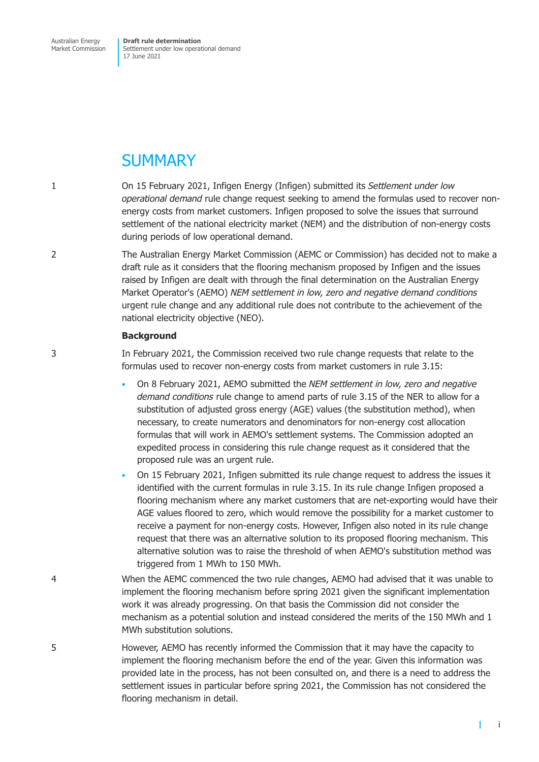# SUMMARY

1 On 15 February 2021, Infigen Energy (Infigen) submitted its *Settlement under low operational demand* rule change request seeking to amend the formulas used to recover non-energy costs from market customers. Infigen proposed to solve the issues that surround settlement of the national electricity market (NEM) and the distribution of non-energy costs during periods of low operational demand.

2 The Australian Energy Market Commission (AEMC or Commission) has decided not to make a draft rule as it considers that the flooring mechanism proposed by Infigen and the issues raised by Infigen are dealt with through the final determination on the Australian Energy Market Operator's (AEMO) *NEM settlement in low, zero and negative demand conditions* urgent rule change and any additional rule does not contribute to the achievement of the national electricity objective (NEO).

**Background**

3 In February 2021, the Commission received two rule change requests that relate to the formulas used to recover non-energy costs from market customers in rule 3.15:

- On 8 February 2021, AEMO submitted the *NEM settlement in low, zero and negative demand conditions* rule change to amend parts of rule 3.15 of the NER to allow for a substitution of adjusted gross energy (AGE) values (the substitution method), when necessary, to create numerators and denominators for non-energy cost allocation formulas that will work in AEMO's settlement systems. The Commission adopted an expedited process in considering this rule change request as it considered that the proposed rule was an urgent rule.
- On 15 February 2021, Infigen submitted its rule change request to address the issues it identified with the current formulas in rule 3.15. In its rule change Infigen proposed a flooring mechanism where any market customers that are net-exporting would have their AGE values floored to zero, which would remove the possibility for a market customer to receive a payment for non-energy costs. However, Infigen also noted in its rule change request that there was an alternative solution to its proposed flooring mechanism. This alternative solution was to raise the threshold of when AEMO's substitution method was triggered from 1 MWh to 150 MWh.

4 When the AEMC commenced the two rule changes, AEMO had advised that it was unable to implement the flooring mechanism before spring 2021 given the significant implementation work it was already progressing. On that basis the Commission did not consider the mechanism as a potential solution and instead considered the merits of the 150 MWh and 1 MWh substitution solutions.

5 However, AEMO has recently informed the Commission that it may have the capacity to implement the flooring mechanism before the end of the year. Given this information was provided late in the process, has not been consulted on, and there is a need to address the settlement issues in particular before spring 2021, the Commission has not considered the flooring mechanism in detail.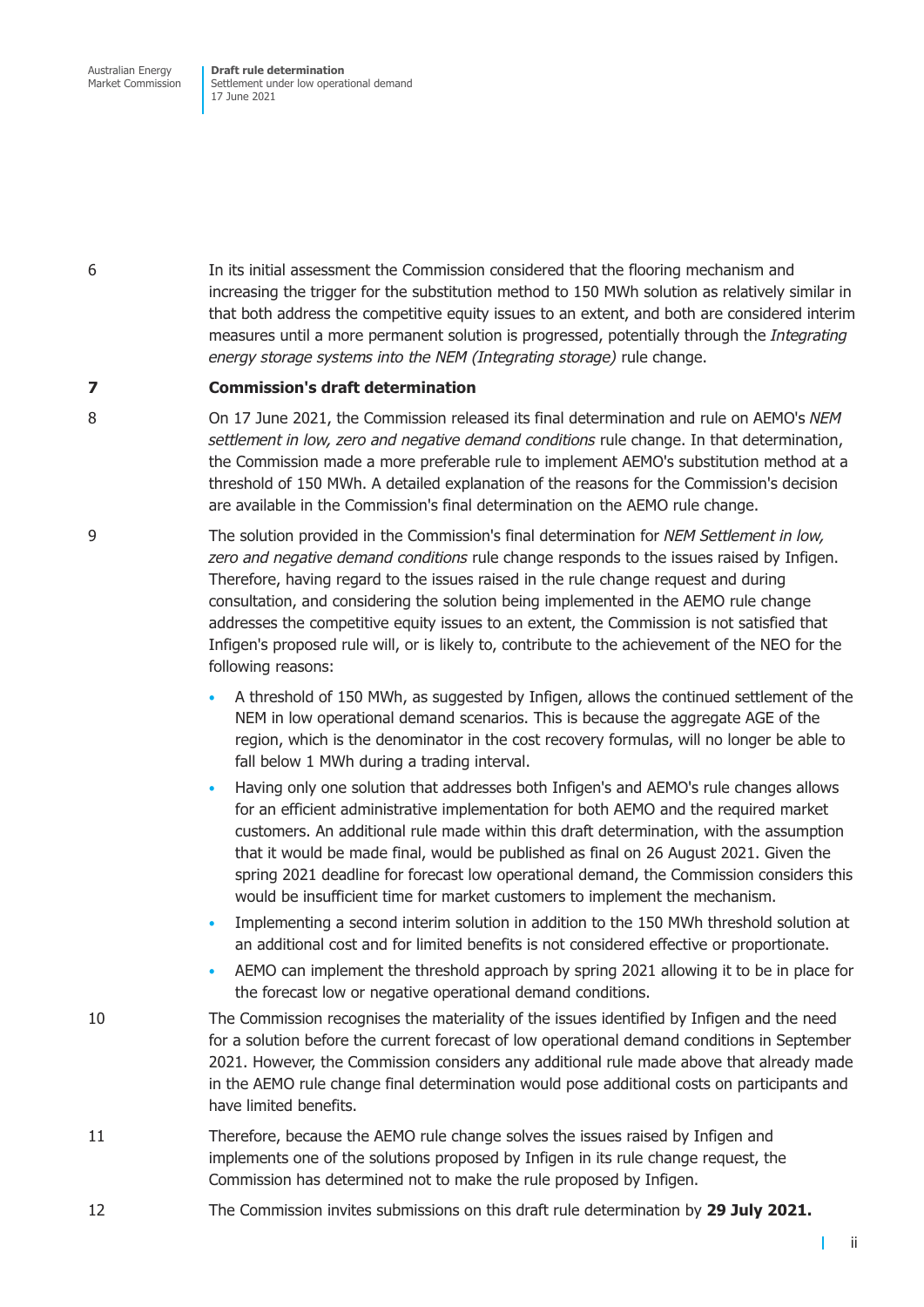6 In its initial assessment the Commission considered that the flooring mechanism and increasing the trigger for the substitution method to 150 MWh solution as relatively similar in that both address the competitive equity issues to an extent, and both are considered interim measures until a more permanent solution is progressed, potentially through the *Integrating energy storage systems into the NEM (Integrating storage)* rule change.

## 7 Commission's draft determination

8 On 17 June 2021, the Commission released its final determination and rule on AEMO's *NEM settlement in low, zero and negative demand conditions* rule change. In that determination, the Commission made a more preferable rule to implement AEMO's substitution method at a threshold of 150 MWh. A detailed explanation of the reasons for the Commission's decision are available in the Commission's final determination on the AEMO rule change.

9 The solution provided in the Commission's final determination for *NEM Settlement in low, zero and negative demand conditions* rule change responds to the issues raised by Infigen. Therefore, having regard to the issues raised in the rule change request and during consultation, and considering the solution being implemented in the AEMO rule change addresses the competitive equity issues to an extent, the Commission is not satisfied that Infigen's proposed rule will, or is likely to, contribute to the achievement of the NEO for the following reasons:

- A threshold of 150 MWh, as suggested by Infigen, allows the continued settlement of the NEM in low operational demand scenarios. This is because the aggregate AGE of the region, which is the denominator in the cost recovery formulas, will no longer be able to fall below 1 MWh during a trading interval.
- Having only one solution that addresses both Infigen's and AEMO's rule changes allows for an efficient administrative implementation for both AEMO and the required market customers. An additional rule made within this draft determination, with the assumption that it would be made final, would be published as final on 26 August 2021. Given the spring 2021 deadline for forecast low operational demand, the Commission considers this would be insufficient time for market customers to implement the mechanism.
- Implementing a second interim solution in addition to the 150 MWh threshold solution at an additional cost and for limited benefits is not considered effective or proportionate.
- AEMO can implement the threshold approach by spring 2021 allowing it to be in place for the forecast low or negative operational demand conditions.

10 The Commission recognises the materiality of the issues identified by Infigen and the need for a solution before the current forecast of low operational demand conditions in September 2021. However, the Commission considers any additional rule made above that already made in the AEMO rule change final determination would pose additional costs on participants and have limited benefits.

11 Therefore, because the AEMO rule change solves the issues raised by Infigen and implements one of the solutions proposed by Infigen in its rule change request, the Commission has determined not to make the rule proposed by Infigen.

12 The Commission invites submissions on this draft rule determination by **29 July 2021.**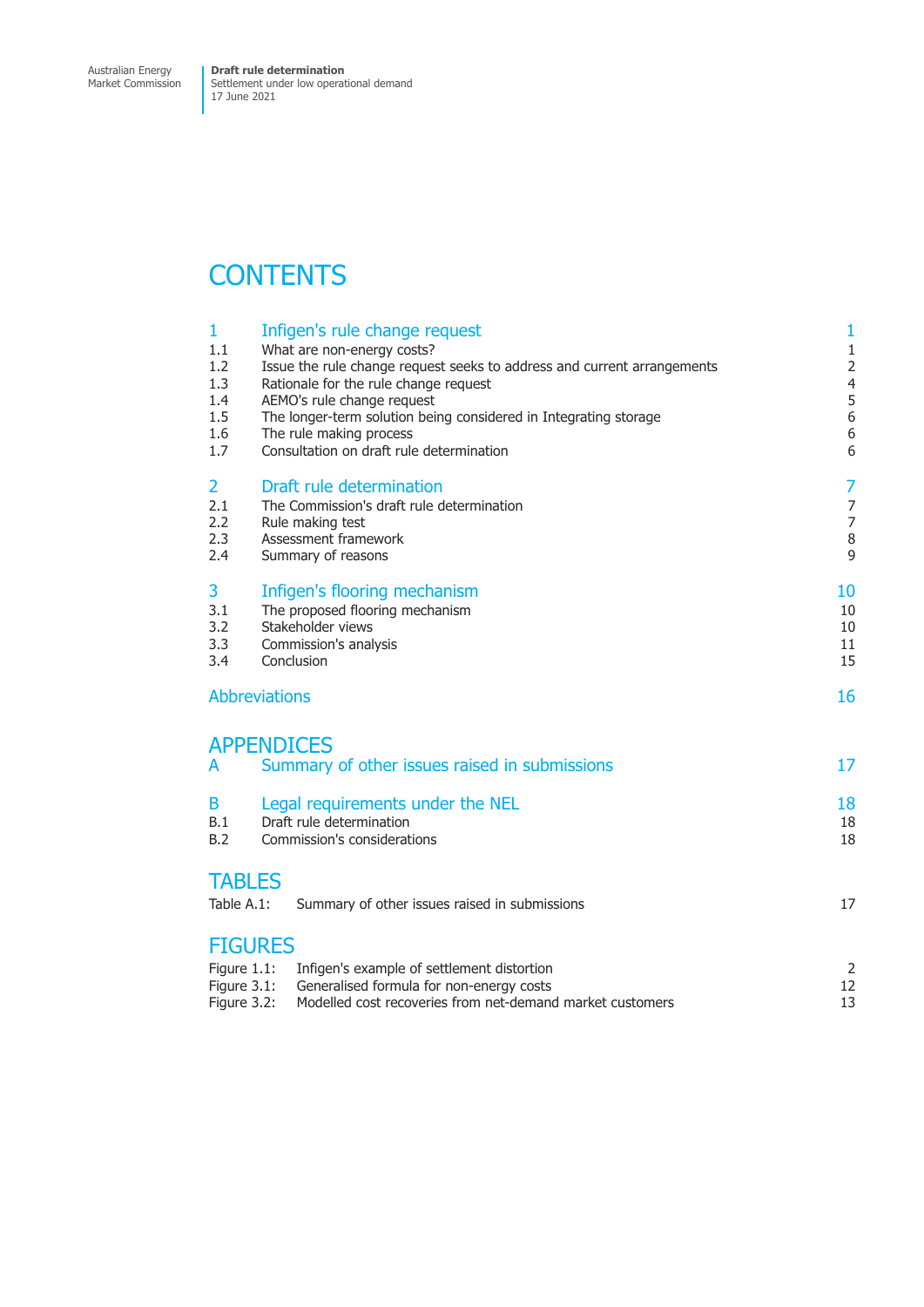# CONTENTS

| | | |
|---|---|---|
| **1** | **Infigen's rule change request** | **1** |
| 1.1 | What are non-energy costs? | 1 |
| 1.2 | Issue the rule change request seeks to address and current arrangements | 2 |
| 1.3 | Rationale for the rule change request | 4 |
| 1.4 | AEMO's rule change request | 5 |
| 1.5 | The longer-term solution being considered in Integrating storage | 6 |
| 1.6 | The rule making process | 6 |
| 1.7 | Consultation on draft rule determination | 6 |
| **2** | **Draft rule determination** | **7** |
| 2.1 | The Commission's draft rule determination | 7 |
| 2.2 | Rule making test | 7 |
| 2.3 | Assessment framework | 8 |
| 2.4 | Summary of reasons | 9 |
| **3** | **Infigen's flooring mechanism** | **10** |
| 3.1 | The proposed flooring mechanism | 10 |
| 3.2 | Stakeholder views | 10 |
| 3.3 | Commission's analysis | 11 |
| 3.4 | Conclusion | 15 |
| **Abbreviations** | | **16** |

## APPENDICES

| | | |
|---|---|---|
| **A** | **Summary of other issues raised in submissions** | **17** |
| **B** | **Legal requirements under the NEL** | **18** |
| B.1 | Draft rule determination | 18 |
| B.2 | Commission's considerations | 18 |

## TABLES

| | | |
|---|---|---|
| Table A.1: | Summary of other issues raised in submissions | 17 |

## FIGURES

| | | |
|---|---|---|
| Figure 1.1: | Infigen's example of settlement distortion | 2 |
| Figure 3.1: | Generalised formula for non-energy costs | 12 |
| Figure 3.2: | Modelled cost recoveries from net-demand market customers | 13 |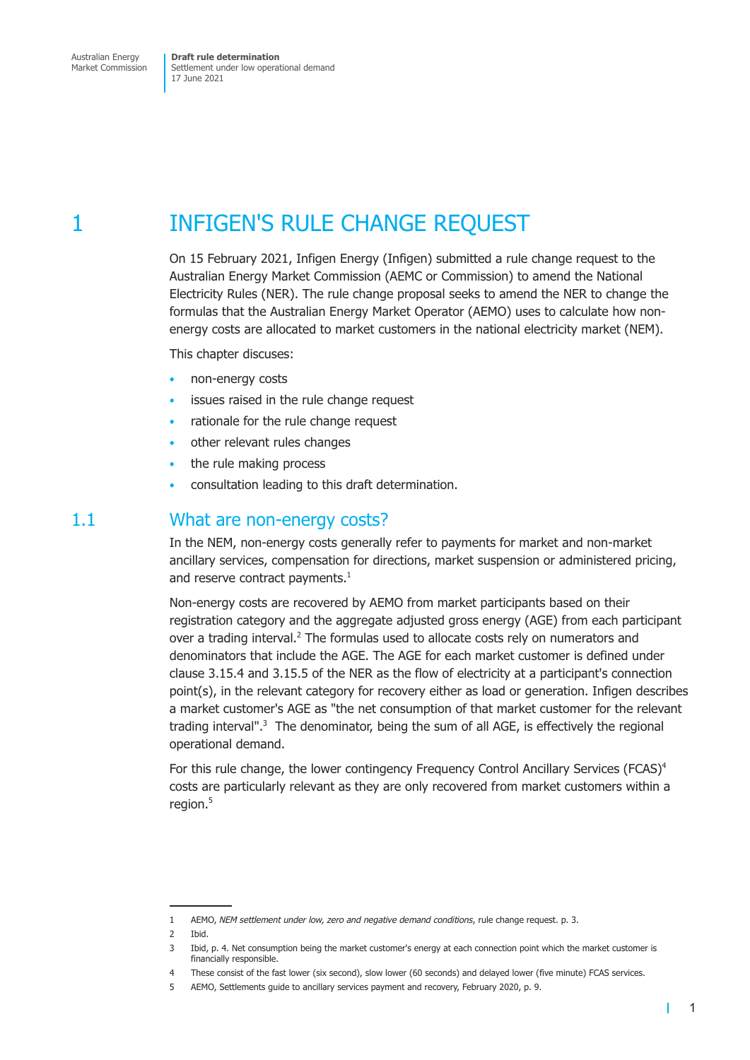# 1 INFIGEN'S RULE CHANGE REQUEST

On 15 February 2021, Infigen Energy (Infigen) submitted a rule change request to the Australian Energy Market Commission (AEMC or Commission) to amend the National Electricity Rules (NER). The rule change proposal seeks to amend the NER to change the formulas that the Australian Energy Market Operator (AEMO) uses to calculate how non-energy costs are allocated to market customers in the national electricity market (NEM).

This chapter discuses:

- non-energy costs
- issues raised in the rule change request
- rationale for the rule change request
- other relevant rules changes
- the rule making process
- consultation leading to this draft determination.

## 1.1 What are non-energy costs?

In the NEM, non-energy costs generally refer to payments for market and non-market ancillary services, compensation for directions, market suspension or administered pricing, and reserve contract payments.[1]

Non-energy costs are recovered by AEMO from market participants based on their registration category and the aggregate adjusted gross energy (AGE) from each participant over a trading interval.[2] The formulas used to allocate costs rely on numerators and denominators that include the AGE. The AGE for each market customer is defined under clause 3.15.4 and 3.15.5 of the NER as the flow of electricity at a participant's connection point(s), in the relevant category for recovery either as load or generation. Infigen describes a market customer's AGE as "the net consumption of that market customer for the relevant trading interval".[3] The denominator, being the sum of all AGE, is effectively the regional operational demand.

For this rule change, the lower contingency Frequency Control Ancillary Services (FCAS)[4] costs are particularly relevant as they are only recovered from market customers within a region.[5]

---

1 AEMO, *NEM settlement under low, zero and negative demand conditions*, rule change request. p. 3.

2 Ibid.

3 Ibid, p. 4. Net consumption being the market customer's energy at each connection point which the market customer is financially responsible.

4 These consist of the fast lower (six second), slow lower (60 seconds) and delayed lower (five minute) FCAS services.

5 AEMO, Settlements guide to ancillary services payment and recovery, February 2020, p. 9.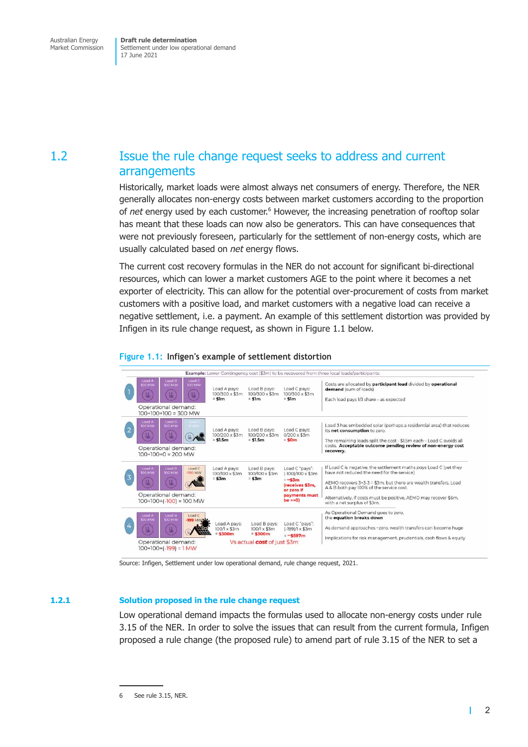## 1.2 Issue the rule change request seeks to address and current arrangements

Historically, market loads were almost always net consumers of energy. Therefore, the NER generally allocates non-energy costs between market customers according to the proportion of *net* energy used by each customer.[6] However, the increasing penetration of rooftop solar has meant that these loads can now also be generators. This can have consequences that were not previously foreseen, particularly for the settlement of non-energy costs, which are usually calculated based on *net* energy flows.

The current cost recovery formulas in the NER do not account for significant bi-directional resources, which can lower a market customers AGE to the point where it becomes a net exporter of electricity. This can allow for the potential over-procurement of costs from market customers with a positive load, and market customers with a negative load can receive a negative settlement, i.e. a payment. An example of this settlement distortion was provided by Infigen in its rule change request, as shown in Figure 1.1 below.

**Figure 1.1: Infigen's example of settlement distortion**

**Example:** Lower Contingency cost ($3m) to be recovered from three local loads/participants:

| # | Loads | Load A pays | Load B pays | Load C pays | Comment |
|---|---|---|---|---|---|
| 1 | Load A 100 MW, Load B 100 MW, Load C 100 MW. Operational demand: 100+100+100 = 300 MW | 100/300 x $3m = **$1m** | 100/300 x $3m = **$1m** | 100/300 x $3m = **$1m** | Costs are allocated by **participant load** divided by **operational demand** (sum of loads). Each load pays 1/3 share – as expected |
| 2 | Load A 100 MW, Load B 100 MW, Load C 0 MW. Operational demand: 100+100+0 = 200 MW | 100/200 x $3m = **$1.5m** | 100/200 x $3m = **$1.5m** | 0/200 x $3m = **$0m** | Load 3 has embedded solar (perhaps a residential area) that reduces its **net consumption** to zero. The remaining loads split the cost - $1.5m each – Load C avoids all costs. **Acceptable outcome pending review of non-energy cost recovery.** |
| 3 | Load A 100 MW, Load B 100 MW, Load C -100 MW. Operational demand: 100+100+(-100) = 100 MW | 100/100 x $3m = **$3m** | 100/100 x $3m = **$3m** | Load C "pays": (-100)/100 x $3m = **-$3m** (**receives $3m, or zero if payments must be >=0**) | If Load C is negative, the settlement maths pays Load C (yet they have not reduced the need for the service). AEMO recovers 3+3-3 = $3m, but there are wealth transfers. Load A & B both pay 100% of the service cost. Alternatively, if costs must be positive, AEMO may recover $6m, with a net surplus of $3m. |
| 4 | Load A 100 MW, Load B 100 MW, Load C -199 MW. Operational demand: 100+100+(-199) = 1 MW | 100/1 x $3m = **$300m** | 100/1 x $3m = **$300m** | Load C "pays": (-199)/1 x $3m = **-$597m** | As Operational Demand goes to zero, the **equation breaks down**. As demand approaches ~zero, wealth transfers can become huge. Implications for risk management, prudentials, cash flows & equity. Vs actual **cost** of just $3m |

Source: Infigen, Settlement under low operational demand, rule change request, 2021.

### 1.2.1 Solution proposed in the rule change request

Low operational demand impacts the formulas used to allocate non-energy costs under rule 3.15 of the NER. In order to solve the issues that can result from the current formula, Infigen proposed a rule change (the proposed rule) to amend part of rule 3.15 of the NER to set a

6 See rule 3.15, NER.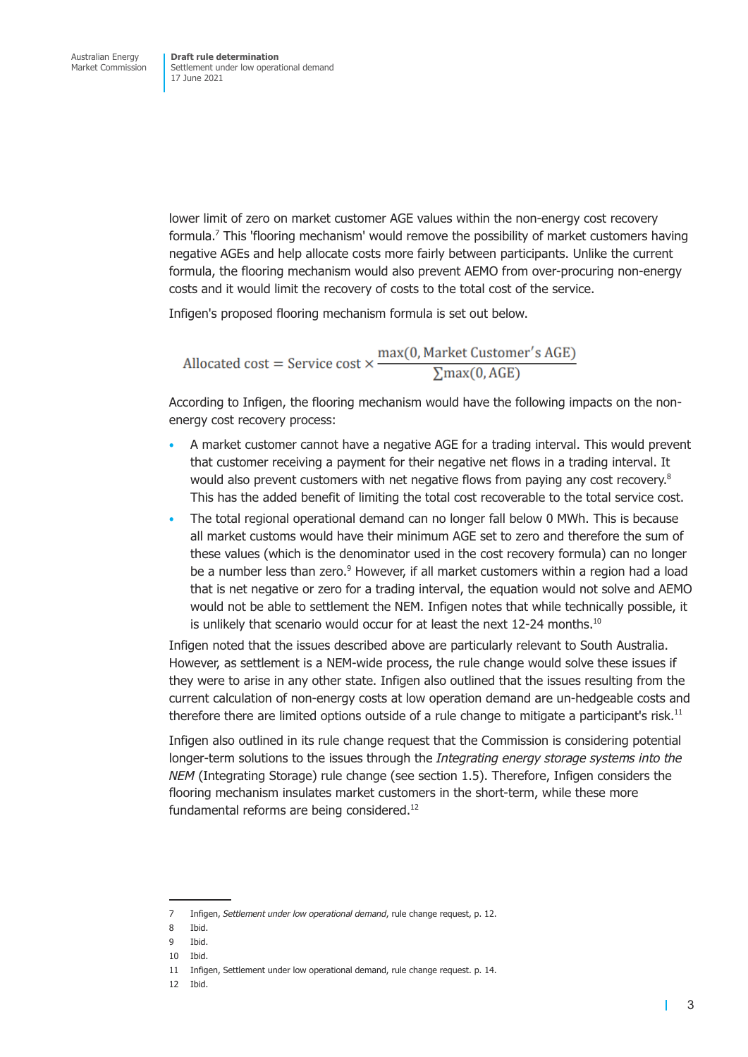lower limit of zero on market customer AGE values within the non-energy cost recovery formula.[7] This 'flooring mechanism' would remove the possibility of market customers having negative AGEs and help allocate costs more fairly between participants. Unlike the current formula, the flooring mechanism would also prevent AEMO from over-procuring non-energy costs and it would limit the recovery of costs to the total cost of the service.

Infigen's proposed flooring mechanism formula is set out below.

$$\text{Allocated cost} = \text{Service cost} \times \frac{\max(0, \text{Market Customer's AGE})}{\sum \max(0, \text{AGE})}$$

According to Infigen, the flooring mechanism would have the following impacts on the non-energy cost recovery process:

- A market customer cannot have a negative AGE for a trading interval. This would prevent that customer receiving a payment for their negative net flows in a trading interval. It would also prevent customers with net negative flows from paying any cost recovery.[8] This has the added benefit of limiting the total cost recoverable to the total service cost.
- The total regional operational demand can no longer fall below 0 MWh. This is because all market customs would have their minimum AGE set to zero and therefore the sum of these values (which is the denominator used in the cost recovery formula) can no longer be a number less than zero.[9] However, if all market customers within a region had a load that is net negative or zero for a trading interval, the equation would not solve and AEMO would not be able to settlement the NEM. Infigen notes that while technically possible, it is unlikely that scenario would occur for at least the next 12-24 months.[10]

Infigen noted that the issues described above are particularly relevant to South Australia. However, as settlement is a NEM-wide process, the rule change would solve these issues if they were to arise in any other state. Infigen also outlined that the issues resulting from the current calculation of non-energy costs at low operation demand are un-hedgeable costs and therefore there are limited options outside of a rule change to mitigate a participant's risk.[11]

Infigen also outlined in its rule change request that the Commission is considering potential longer-term solutions to the issues through the *Integrating energy storage systems into the NEM* (Integrating Storage) rule change (see section 1.5). Therefore, Infigen considers the flooring mechanism insulates market customers in the short-term, while these more fundamental reforms are being considered.[12]

7 Infigen, *Settlement under low operational demand*, rule change request, p. 12.

8 Ibid.

9 Ibid.

10 Ibid.

11 Infigen, Settlement under low operational demand, rule change request. p. 14.

12 Ibid.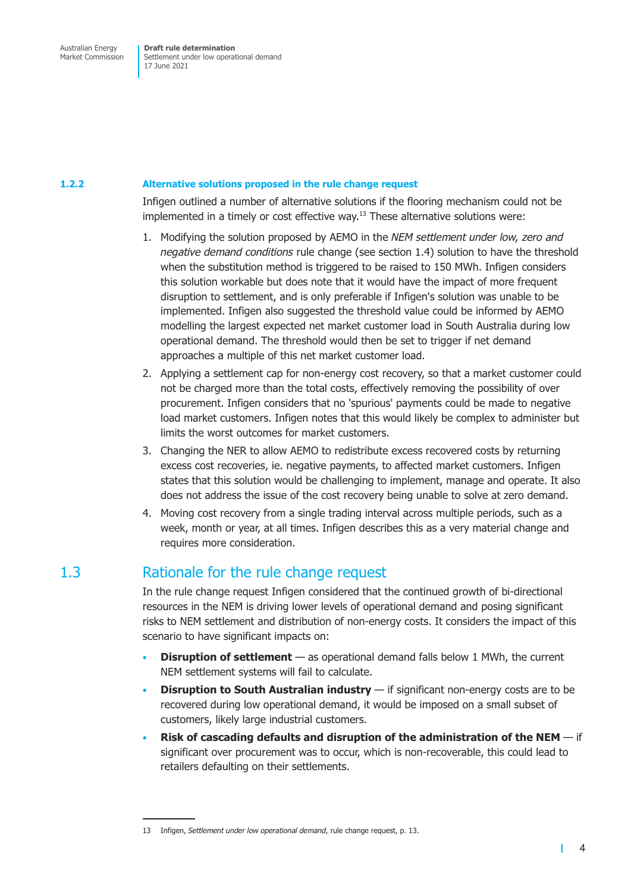### 1.2.2 Alternative solutions proposed in the rule change request

Infigen outlined a number of alternative solutions if the flooring mechanism could not be implemented in a timely or cost effective way.[13] These alternative solutions were:

1. Modifying the solution proposed by AEMO in the *NEM settlement under low, zero and negative demand conditions* rule change (see section 1.4) solution to have the threshold when the substitution method is triggered to be raised to 150 MWh. Infigen considers this solution workable but does note that it would have the impact of more frequent disruption to settlement, and is only preferable if Infigen's solution was unable to be implemented. Infigen also suggested the threshold value could be informed by AEMO modelling the largest expected net market customer load in South Australia during low operational demand. The threshold would then be set to trigger if net demand approaches a multiple of this net market customer load.
2. Applying a settlement cap for non-energy cost recovery, so that a market customer could not be charged more than the total costs, effectively removing the possibility of over procurement. Infigen considers that no 'spurious' payments could be made to negative load market customers. Infigen notes that this would likely be complex to administer but limits the worst outcomes for market customers.
3. Changing the NER to allow AEMO to redistribute excess recovered costs by returning excess cost recoveries, ie. negative payments, to affected market customers. Infigen states that this solution would be challenging to implement, manage and operate. It also does not address the issue of the cost recovery being unable to solve at zero demand.
4. Moving cost recovery from a single trading interval across multiple periods, such as a week, month or year, at all times. Infigen describes this as a very material change and requires more consideration.

## 1.3 Rationale for the rule change request

In the rule change request Infigen considered that the continued growth of bi-directional resources in the NEM is driving lower levels of operational demand and posing significant risks to NEM settlement and distribution of non-energy costs. It considers the impact of this scenario to have significant impacts on:

- **Disruption of settlement** — as operational demand falls below 1 MWh, the current NEM settlement systems will fail to calculate.
- **Disruption to South Australian industry** — if significant non-energy costs are to be recovered during low operational demand, it would be imposed on a small subset of customers, likely large industrial customers.
- **Risk of cascading defaults and disruption of the administration of the NEM** — if significant over procurement was to occur, which is non-recoverable, this could lead to retailers defaulting on their settlements.

13 Infigen, *Settlement under low operational demand*, rule change request, p. 13.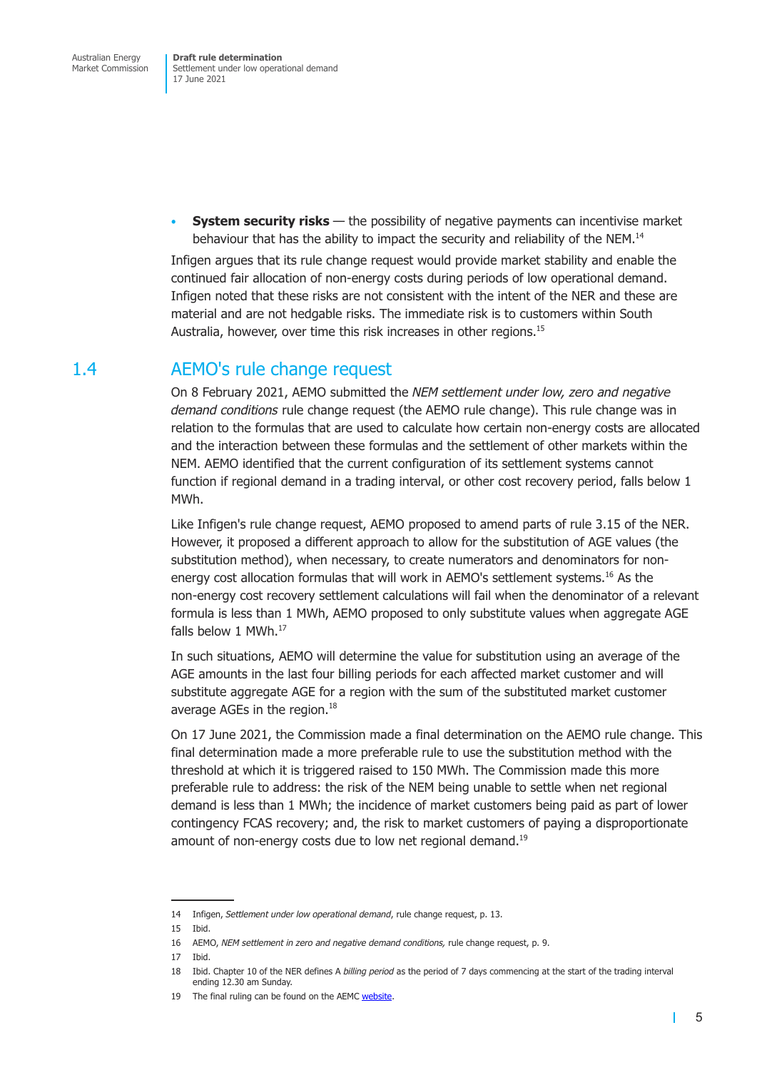- **System security risks** — the possibility of negative payments can incentivise market behaviour that has the ability to impact the security and reliability of the NEM.[14]

Infigen argues that its rule change request would provide market stability and enable the continued fair allocation of non-energy costs during periods of low operational demand. Infigen noted that these risks are not consistent with the intent of the NER and these are material and are not hedgable risks. The immediate risk is to customers within South Australia, however, over time this risk increases in other regions.[15]

## 1.4 AEMO's rule change request

On 8 February 2021, AEMO submitted the *NEM settlement under low, zero and negative demand conditions* rule change request (the AEMO rule change). This rule change was in relation to the formulas that are used to calculate how certain non-energy costs are allocated and the interaction between these formulas and the settlement of other markets within the NEM. AEMO identified that the current configuration of its settlement systems cannot function if regional demand in a trading interval, or other cost recovery period, falls below 1 MWh.

Like Infigen's rule change request, AEMO proposed to amend parts of rule 3.15 of the NER. However, it proposed a different approach to allow for the substitution of AGE values (the substitution method), when necessary, to create numerators and denominators for non-energy cost allocation formulas that will work in AEMO's settlement systems.[16] As the non-energy cost recovery settlement calculations will fail when the denominator of a relevant formula is less than 1 MWh, AEMO proposed to only substitute values when aggregate AGE falls below 1 MWh.[17]

In such situations, AEMO will determine the value for substitution using an average of the AGE amounts in the last four billing periods for each affected market customer and will substitute aggregate AGE for a region with the sum of the substituted market customer average AGEs in the region.[18]

On 17 June 2021, the Commission made a final determination on the AEMO rule change. This final determination made a more preferable rule to use the substitution method with the threshold at which it is triggered raised to 150 MWh. The Commission made this more preferable rule to address: the risk of the NEM being unable to settle when net regional demand is less than 1 MWh; the incidence of market customers being paid as part of lower contingency FCAS recovery; and, the risk to market customers of paying a disproportionate amount of non-energy costs due to low net regional demand.[19]

---

14 Infigen, *Settlement under low operational demand*, rule change request, p. 13.

15 Ibid.

16 AEMO, *NEM settlement in zero and negative demand conditions,* rule change request, p. 9.

17 Ibid.

18 Ibid. Chapter 10 of the NER defines A *billing period* as the period of 7 days commencing at the start of the trading interval ending 12.30 am Sunday.

19 The final ruling can be found on the AEMC website.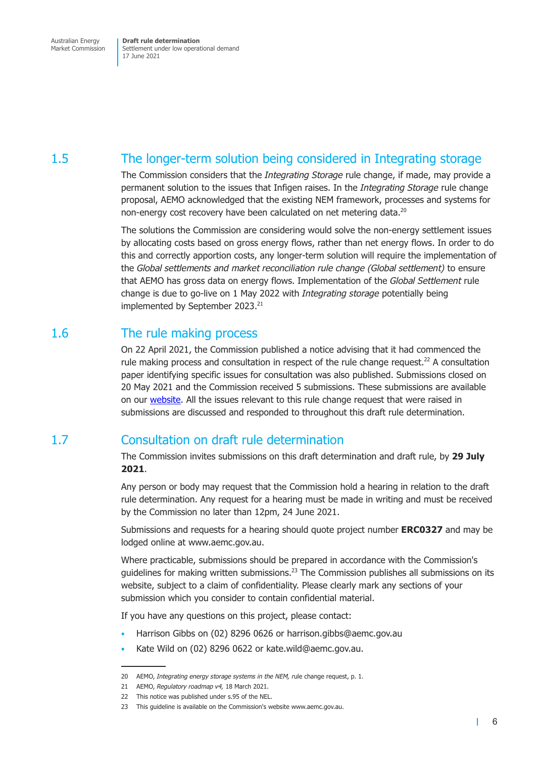## 1.5 The longer-term solution being considered in Integrating storage

The Commission considers that the *Integrating Storage* rule change, if made, may provide a permanent solution to the issues that Infigen raises. In the *Integrating Storage* rule change proposal, AEMO acknowledged that the existing NEM framework, processes and systems for non-energy cost recovery have been calculated on net metering data.[20]

The solutions the Commission are considering would solve the non-energy settlement issues by allocating costs based on gross energy flows, rather than net energy flows. In order to do this and correctly apportion costs, any longer-term solution will require the implementation of the *Global settlements and market reconciliation rule change (Global settlement)* to ensure that AEMO has gross data on energy flows. Implementation of the *Global Settlement* rule change is due to go-live on 1 May 2022 with *Integrating storage* potentially being implemented by September 2023.[21]

## 1.6 The rule making process

On 22 April 2021, the Commission published a notice advising that it had commenced the rule making process and consultation in respect of the rule change request.[22] A consultation paper identifying specific issues for consultation was also published. Submissions closed on 20 May 2021 and the Commission received 5 submissions. These submissions are available on our website. All the issues relevant to this rule change request that were raised in submissions are discussed and responded to throughout this draft rule determination.

## 1.7 Consultation on draft rule determination

The Commission invites submissions on this draft determination and draft rule, by **29 July 2021**.

Any person or body may request that the Commission hold a hearing in relation to the draft rule determination. Any request for a hearing must be made in writing and must be received by the Commission no later than 12pm, 24 June 2021.

Submissions and requests for a hearing should quote project number **ERC0327** and may be lodged online at www.aemc.gov.au.

Where practicable, submissions should be prepared in accordance with the Commission's guidelines for making written submissions.[23] The Commission publishes all submissions on its website, subject to a claim of confidentiality. Please clearly mark any sections of your submission which you consider to contain confidential material.

If you have any questions on this project, please contact:

- Harrison Gibbs on (02) 8296 0626 or harrison.gibbs@aemc.gov.au
- Kate Wild on (02) 8296 0622 or kate.wild@aemc.gov.au.

---

20 AEMO, *Integrating energy storage systems in the NEM,* rule change request, p. 1.

21 AEMO, *Regulatory roadmap v4,* 18 March 2021.

22 This notice was published under s.95 of the NEL.

23 This guideline is available on the Commission's website www.aemc.gov.au.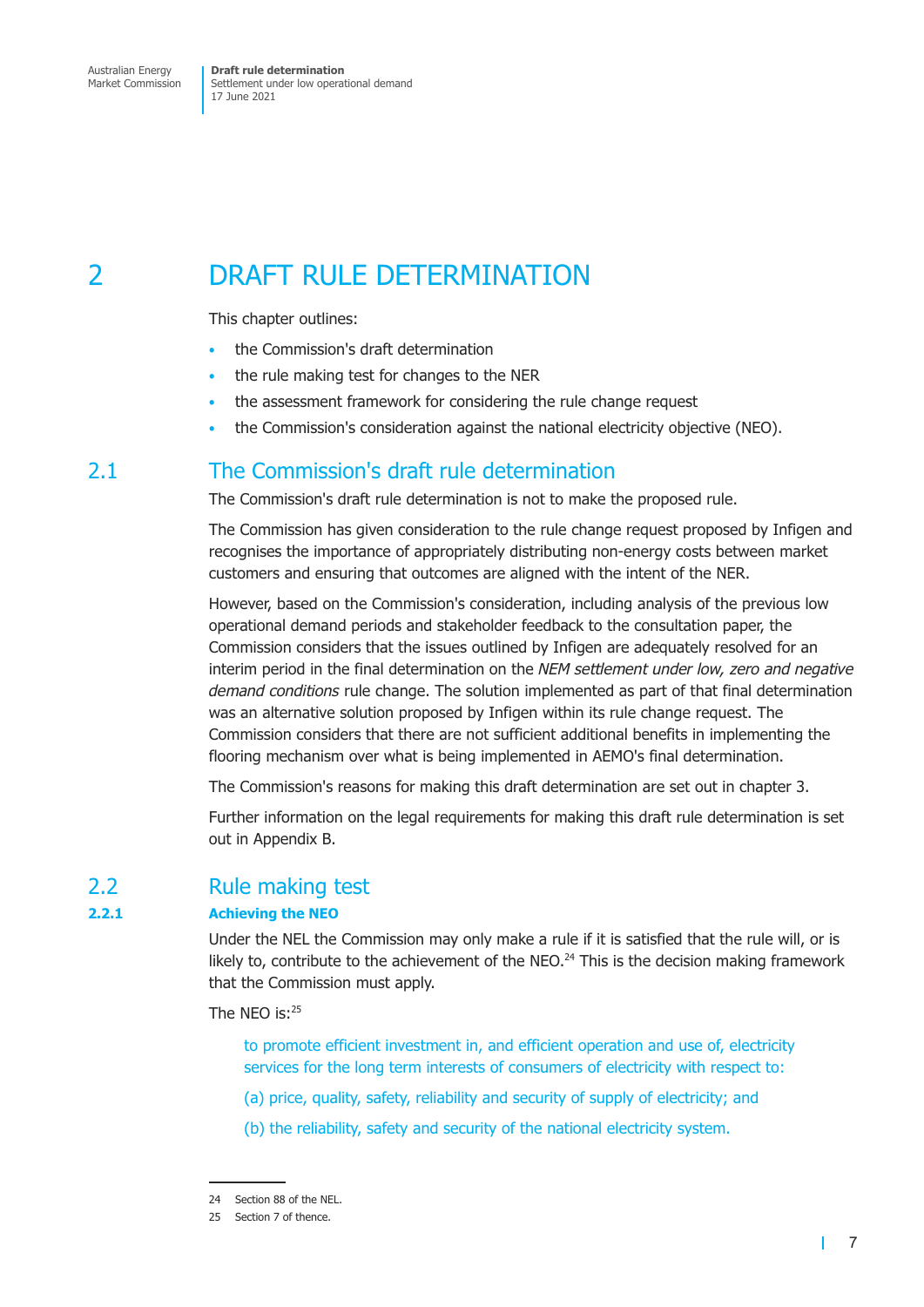# 2 DRAFT RULE DETERMINATION

This chapter outlines:

- the Commission's draft determination
- the rule making test for changes to the NER
- the assessment framework for considering the rule change request
- the Commission's consideration against the national electricity objective (NEO).

## 2.1 The Commission's draft rule determination

The Commission's draft rule determination is not to make the proposed rule.

The Commission has given consideration to the rule change request proposed by Infigen and recognises the importance of appropriately distributing non-energy costs between market customers and ensuring that outcomes are aligned with the intent of the NER.

However, based on the Commission's consideration, including analysis of the previous low operational demand periods and stakeholder feedback to the consultation paper, the Commission considers that the issues outlined by Infigen are adequately resolved for an interim period in the final determination on the *NEM settlement under low, zero and negative demand conditions* rule change. The solution implemented as part of that final determination was an alternative solution proposed by Infigen within its rule change request. The Commission considers that there are not sufficient additional benefits in implementing the flooring mechanism over what is being implemented in AEMO's final determination.

The Commission's reasons for making this draft determination are set out in chapter 3.

Further information on the legal requirements for making this draft rule determination is set out in Appendix B.

## 2.2 Rule making test

### 2.2.1 Achieving the NEO

Under the NEL the Commission may only make a rule if it is satisfied that the rule will, or is likely to, contribute to the achievement of the NEO.[24] This is the decision making framework that the Commission must apply.

The NEO is:[25]

> to promote efficient investment in, and efficient operation and use of, electricity services for the long term interests of consumers of electricity with respect to:
>
> (a) price, quality, safety, reliability and security of supply of electricity; and
>
> (b) the reliability, safety and security of the national electricity system.

---

24 Section 88 of the NEL.

25 Section 7 of thence.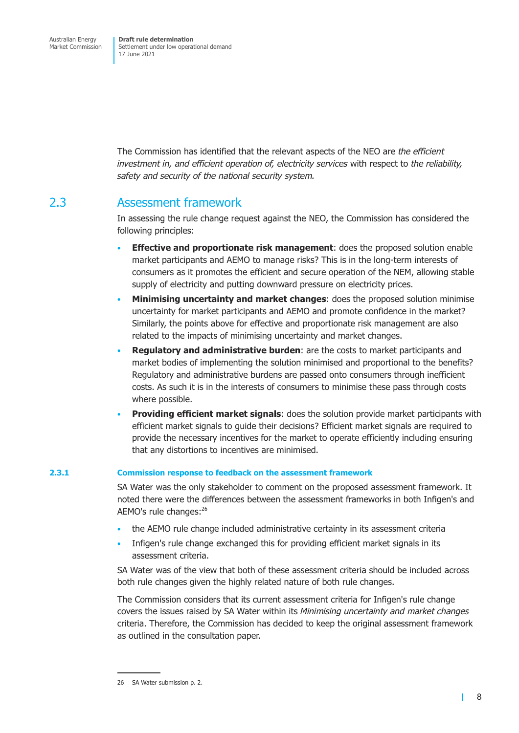The Commission has identified that the relevant aspects of the NEO are *the efficient investment in, and efficient operation of, electricity services* with respect to *the reliability, safety and security of the national security system.*

## 2.3 Assessment framework

In assessing the rule change request against the NEO, the Commission has considered the following principles:

- **Effective and proportionate risk management**: does the proposed solution enable market participants and AEMO to manage risks? This is in the long-term interests of consumers as it promotes the efficient and secure operation of the NEM, allowing stable supply of electricity and putting downward pressure on electricity prices.
- **Minimising uncertainty and market changes**: does the proposed solution minimise uncertainty for market participants and AEMO and promote confidence in the market? Similarly, the points above for effective and proportionate risk management are also related to the impacts of minimising uncertainty and market changes.
- **Regulatory and administrative burden**: are the costs to market participants and market bodies of implementing the solution minimised and proportional to the benefits? Regulatory and administrative burdens are passed onto consumers through inefficient costs. As such it is in the interests of consumers to minimise these pass through costs where possible.
- **Providing efficient market signals**: does the solution provide market participants with efficient market signals to guide their decisions? Efficient market signals are required to provide the necessary incentives for the market to operate efficiently including ensuring that any distortions to incentives are minimised.

### 2.3.1 Commission response to feedback on the assessment framework

SA Water was the only stakeholder to comment on the proposed assessment framework. It noted there were the differences between the assessment frameworks in both Infigen's and AEMO's rule changes:[26]

- the AEMO rule change included administrative certainty in its assessment criteria
- Infigen's rule change exchanged this for providing efficient market signals in its assessment criteria.

SA Water was of the view that both of these assessment criteria should be included across both rule changes given the highly related nature of both rule changes.

The Commission considers that its current assessment criteria for Infigen's rule change covers the issues raised by SA Water within its *Minimising uncertainty and market changes* criteria. Therefore, the Commission has decided to keep the original assessment framework as outlined in the consultation paper.

---

26 SA Water submission p. 2.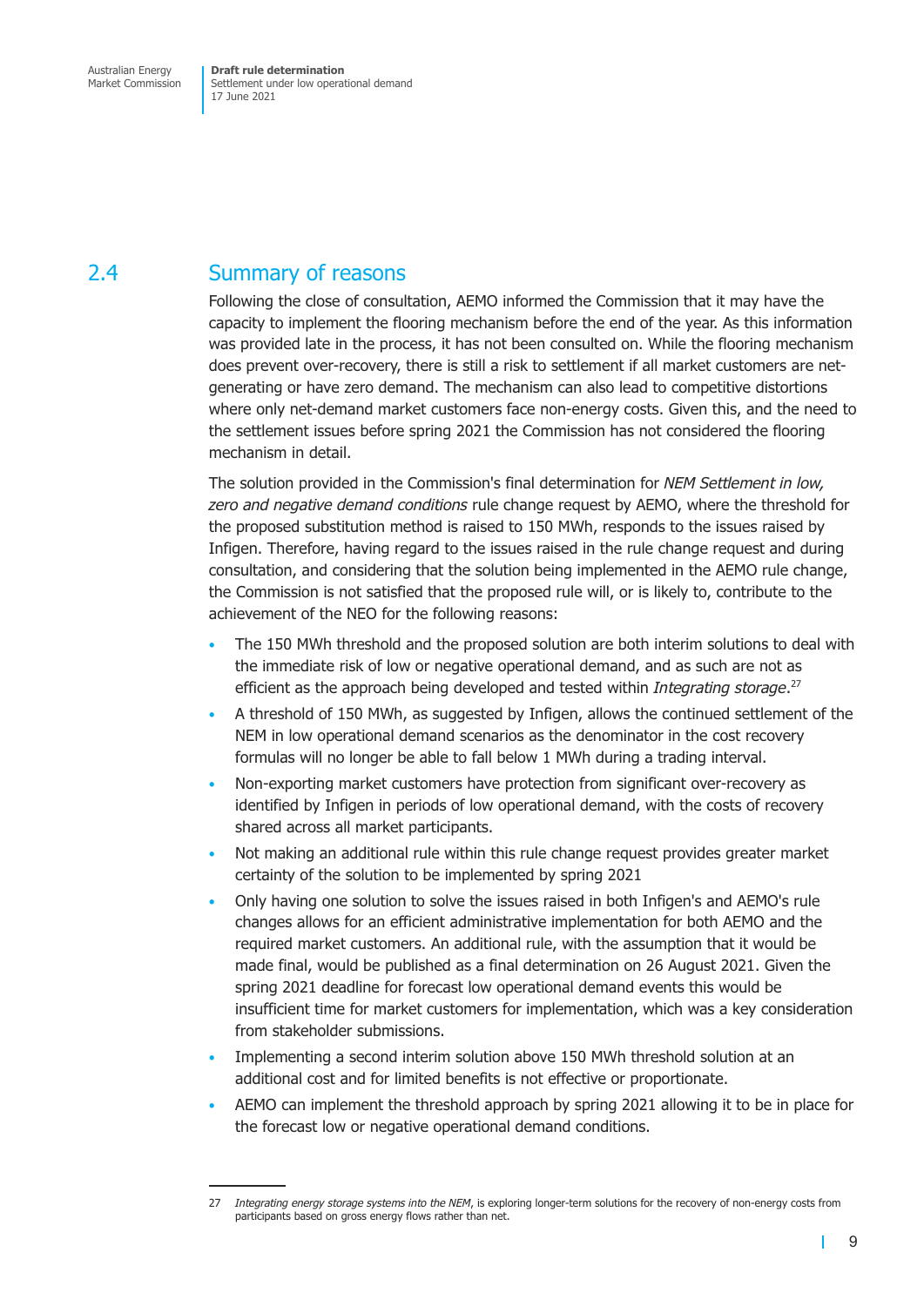## 2.4 Summary of reasons

Following the close of consultation, AEMO informed the Commission that it may have the capacity to implement the flooring mechanism before the end of the year. As this information was provided late in the process, it has not been consulted on. While the flooring mechanism does prevent over-recovery, there is still a risk to settlement if all market customers are net-generating or have zero demand. The mechanism can also lead to competitive distortions where only net-demand market customers face non-energy costs. Given this, and the need to the settlement issues before spring 2021 the Commission has not considered the flooring mechanism in detail.

The solution provided in the Commission's final determination for *NEM Settlement in low, zero and negative demand conditions* rule change request by AEMO, where the threshold for the proposed substitution method is raised to 150 MWh, responds to the issues raised by Infigen. Therefore, having regard to the issues raised in the rule change request and during consultation, and considering that the solution being implemented in the AEMO rule change, the Commission is not satisfied that the proposed rule will, or is likely to, contribute to the achievement of the NEO for the following reasons:

- The 150 MWh threshold and the proposed solution are both interim solutions to deal with the immediate risk of low or negative operational demand, and as such are not as efficient as the approach being developed and tested within *Integrating storage*.[27]
- A threshold of 150 MWh, as suggested by Infigen, allows the continued settlement of the NEM in low operational demand scenarios as the denominator in the cost recovery formulas will no longer be able to fall below 1 MWh during a trading interval.
- Non-exporting market customers have protection from significant over-recovery as identified by Infigen in periods of low operational demand, with the costs of recovery shared across all market participants.
- Not making an additional rule within this rule change request provides greater market certainty of the solution to be implemented by spring 2021
- Only having one solution to solve the issues raised in both Infigen's and AEMO's rule changes allows for an efficient administrative implementation for both AEMO and the required market customers. An additional rule, with the assumption that it would be made final, would be published as a final determination on 26 August 2021. Given the spring 2021 deadline for forecast low operational demand events this would be insufficient time for market customers for implementation, which was a key consideration from stakeholder submissions.
- Implementing a second interim solution above 150 MWh threshold solution at an additional cost and for limited benefits is not effective or proportionate.
- AEMO can implement the threshold approach by spring 2021 allowing it to be in place for the forecast low or negative operational demand conditions.

---

27 *Integrating energy storage systems into the NEM*, is exploring longer-term solutions for the recovery of non-energy costs from participants based on gross energy flows rather than net.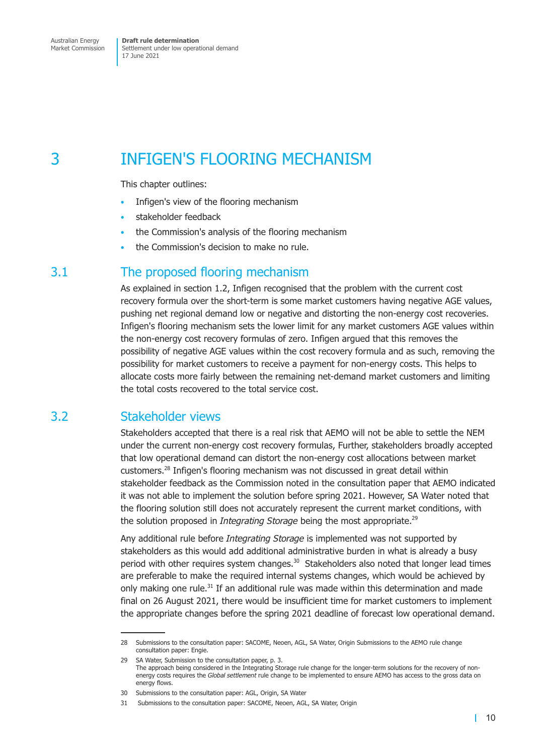# 3 INFIGEN'S FLOORING MECHANISM

This chapter outlines:

- Infigen's view of the flooring mechanism
- stakeholder feedback
- the Commission's analysis of the flooring mechanism
- the Commission's decision to make no rule.

## 3.1 The proposed flooring mechanism

As explained in section 1.2, Infigen recognised that the problem with the current cost recovery formula over the short-term is some market customers having negative AGE values, pushing net regional demand low or negative and distorting the non-energy cost recoveries. Infigen's flooring mechanism sets the lower limit for any market customers AGE values within the non-energy cost recovery formulas of zero. Infigen argued that this removes the possibility of negative AGE values within the cost recovery formula and as such, removing the possibility for market customers to receive a payment for non-energy costs. This helps to allocate costs more fairly between the remaining net-demand market customers and limiting the total costs recovered to the total service cost.

## 3.2 Stakeholder views

Stakeholders accepted that there is a real risk that AEMO will not be able to settle the NEM under the current non-energy cost recovery formulas, Further, stakeholders broadly accepted that low operational demand can distort the non-energy cost allocations between market customers.[28] Infigen's flooring mechanism was not discussed in great detail within stakeholder feedback as the Commission noted in the consultation paper that AEMO indicated it was not able to implement the solution before spring 2021. However, SA Water noted that the flooring solution still does not accurately represent the current market conditions, with the solution proposed in *Integrating Storage* being the most appropriate.[29]

Any additional rule before *Integrating Storage* is implemented was not supported by stakeholders as this would add additional administrative burden in what is already a busy period with other requires system changes.[30] Stakeholders also noted that longer lead times are preferable to make the required internal systems changes, which would be achieved by only making one rule.[31] If an additional rule was made within this determination and made final on 26 August 2021, there would be insufficient time for market customers to implement the appropriate changes before the spring 2021 deadline of forecast low operational demand.

---

28 Submissions to the consultation paper: SACOME, Neoen, AGL, SA Water, Origin Submissions to the AEMO rule change consultation paper: Engie.

29 SA Water, Submission to the consultation paper, p. 3.
The approach being considered in the Integrating Storage rule change for the longer-term solutions for the recovery of non-energy costs requires the *Global settlement* rule change to be implemented to ensure AEMO has access to the gross data on energy flows.

30 Submissions to the consultation paper: AGL, Origin, SA Water

31 Submissions to the consultation paper: SACOME, Neoen, AGL, SA Water, Origin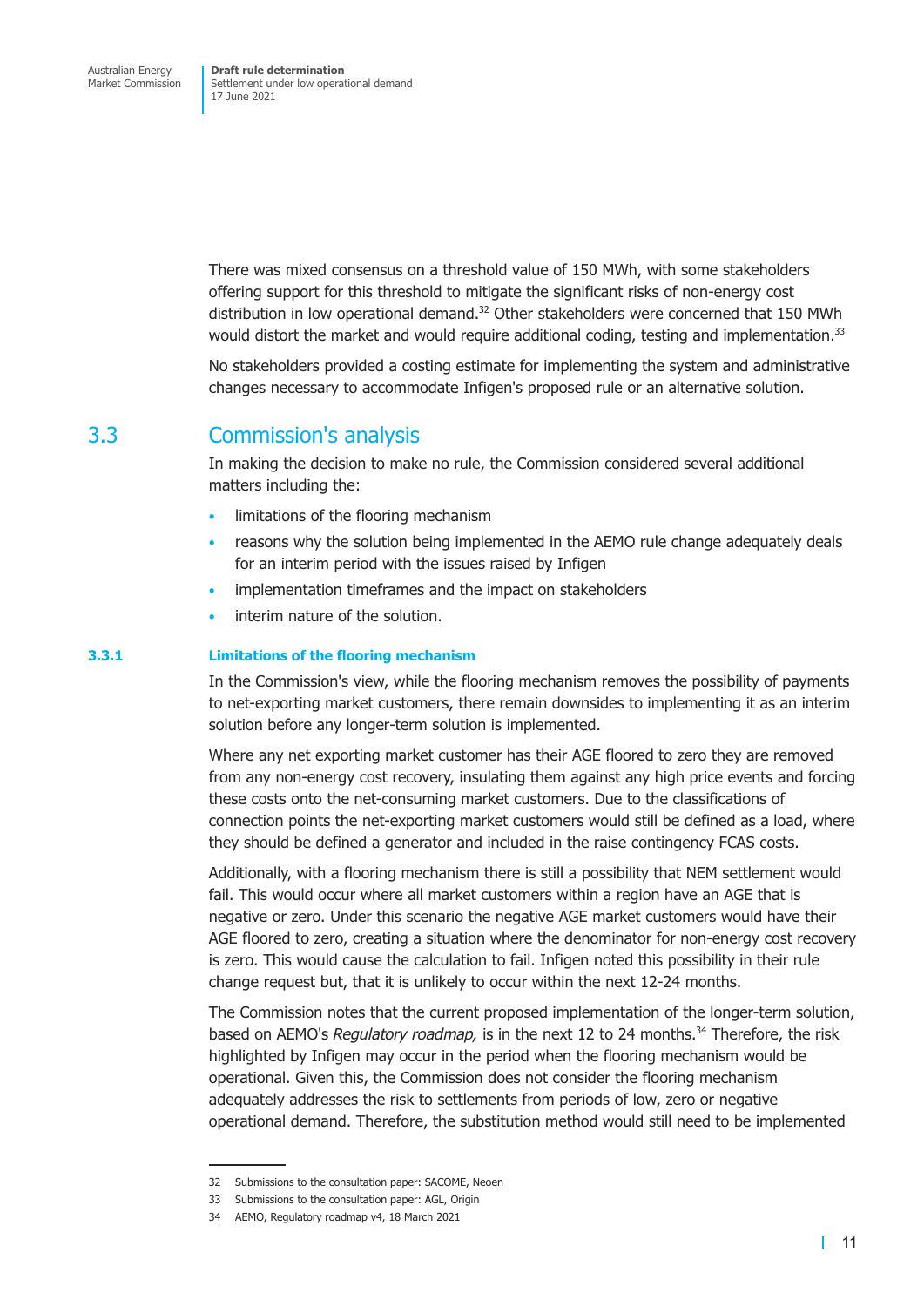There was mixed consensus on a threshold value of 150 MWh, with some stakeholders offering support for this threshold to mitigate the significant risks of non-energy cost distribution in low operational demand.[32] Other stakeholders were concerned that 150 MWh would distort the market and would require additional coding, testing and implementation.[33]

No stakeholders provided a costing estimate for implementing the system and administrative changes necessary to accommodate Infigen's proposed rule or an alternative solution.

## 3.3 Commission's analysis

In making the decision to make no rule, the Commission considered several additional matters including the:

- limitations of the flooring mechanism
- reasons why the solution being implemented in the AEMO rule change adequately deals for an interim period with the issues raised by Infigen
- implementation timeframes and the impact on stakeholders
- interim nature of the solution.

### 3.3.1 Limitations of the flooring mechanism

In the Commission's view, while the flooring mechanism removes the possibility of payments to net-exporting market customers, there remain downsides to implementing it as an interim solution before any longer-term solution is implemented.

Where any net exporting market customer has their AGE floored to zero they are removed from any non-energy cost recovery, insulating them against any high price events and forcing these costs onto the net-consuming market customers. Due to the classifications of connection points the net-exporting market customers would still be defined as a load, where they should be defined a generator and included in the raise contingency FCAS costs.

Additionally, with a flooring mechanism there is still a possibility that NEM settlement would fail. This would occur where all market customers within a region have an AGE that is negative or zero. Under this scenario the negative AGE market customers would have their AGE floored to zero, creating a situation where the denominator for non-energy cost recovery is zero. This would cause the calculation to fail. Infigen noted this possibility in their rule change request but, that it is unlikely to occur within the next 12-24 months.

The Commission notes that the current proposed implementation of the longer-term solution, based on AEMO's *Regulatory roadmap,* is in the next 12 to 24 months.[34] Therefore, the risk highlighted by Infigen may occur in the period when the flooring mechanism would be operational. Given this, the Commission does not consider the flooring mechanism adequately addresses the risk to settlements from periods of low, zero or negative operational demand. Therefore, the substitution method would still need to be implemented

---

32 Submissions to the consultation paper: SACOME, Neoen

33 Submissions to the consultation paper: AGL, Origin

34 AEMO, Regulatory roadmap v4, 18 March 2021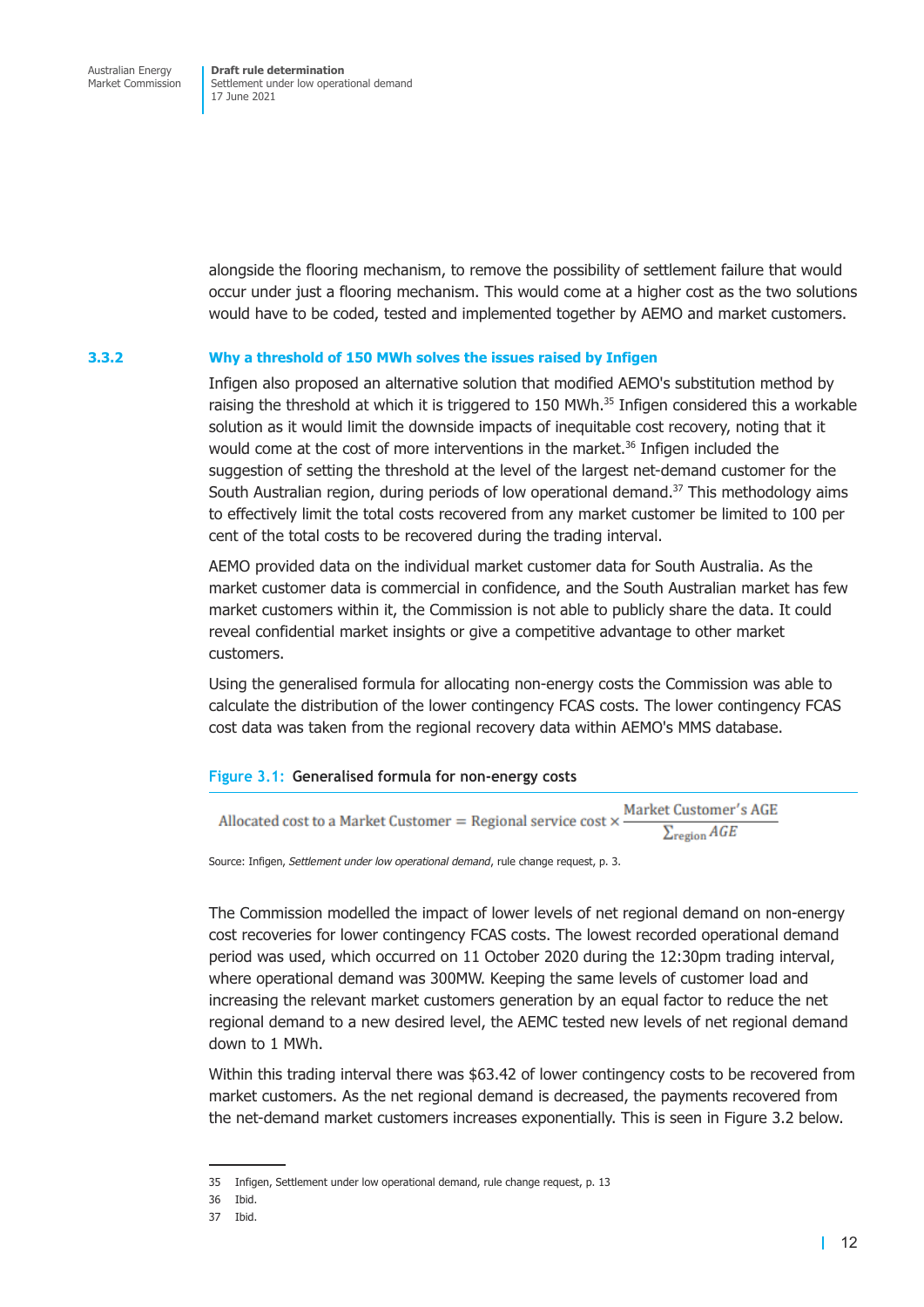alongside the flooring mechanism, to remove the possibility of settlement failure that would occur under just a flooring mechanism. This would come at a higher cost as the two solutions would have to be coded, tested and implemented together by AEMO and market customers.

### 3.3.2 Why a threshold of 150 MWh solves the issues raised by Infigen

Infigen also proposed an alternative solution that modified AEMO's substitution method by raising the threshold at which it is triggered to 150 MWh.[35] Infigen considered this a workable solution as it would limit the downside impacts of inequitable cost recovery, noting that it would come at the cost of more interventions in the market.[36] Infigen included the suggestion of setting the threshold at the level of the largest net-demand customer for the South Australian region, during periods of low operational demand.[37] This methodology aims to effectively limit the total costs recovered from any market customer be limited to 100 per cent of the total costs to be recovered during the trading interval.

AEMO provided data on the individual market customer data for South Australia. As the market customer data is commercial in confidence, and the South Australian market has few market customers within it, the Commission is not able to publicly share the data. It could reveal confidential market insights or give a competitive advantage to other market customers.

Using the generalised formula for allocating non-energy costs the Commission was able to calculate the distribution of the lower contingency FCAS costs. The lower contingency FCAS cost data was taken from the regional recovery data within AEMO's MMS database.

**Figure 3.1: Generalised formula for non-energy costs**

$$\text{Allocated cost to a Market Customer} = \text{Regional service cost} \times \frac{\text{Market Customer's AGE}}{\sum_{\text{region}} AGE}$$

Source: Infigen, *Settlement under low operational demand*, rule change request, p. 3.

The Commission modelled the impact of lower levels of net regional demand on non-energy cost recoveries for lower contingency FCAS costs. The lowest recorded operational demand period was used, which occurred on 11 October 2020 during the 12:30pm trading interval, where operational demand was 300MW. Keeping the same levels of customer load and increasing the relevant market customers generation by an equal factor to reduce the net regional demand to a new desired level, the AEMC tested new levels of net regional demand down to 1 MWh.

Within this trading interval there was $63.42 of lower contingency costs to be recovered from market customers. As the net regional demand is decreased, the payments recovered from the net-demand market customers increases exponentially. This is seen in Figure 3.2 below.

---

35 Infigen, Settlement under low operational demand, rule change request, p. 13

36 Ibid.

37 Ibid.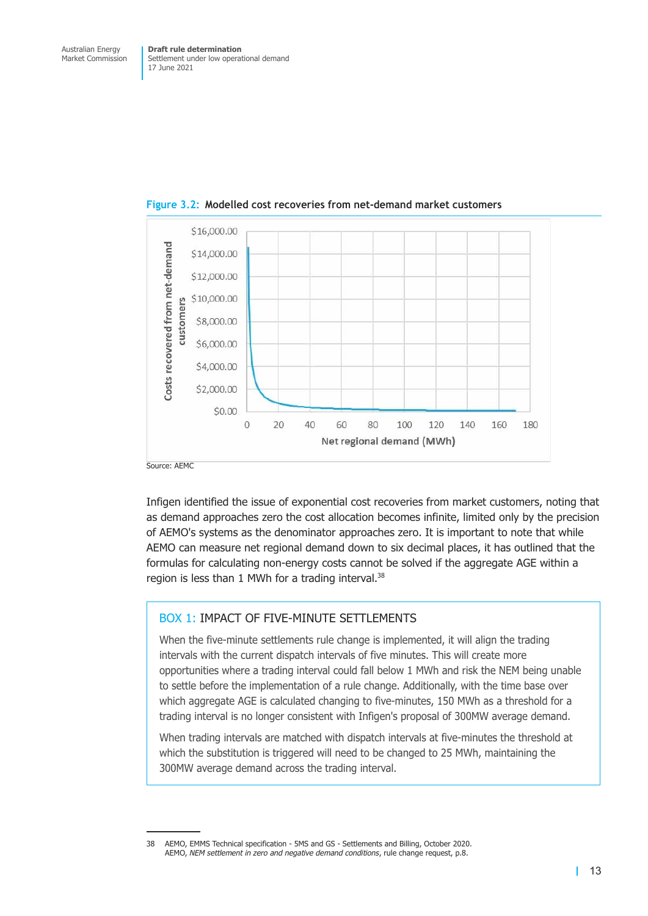Figure 3.2: Modelled cost recoveries from net-demand market customers

Source: AEMC

Infigen identified the issue of exponential cost recoveries from market customers, noting that as demand approaches zero the cost allocation becomes infinite, limited only by the precision of AEMO's systems as the denominator approaches zero. It is important to note that while AEMO can measure net regional demand down to six decimal places, it has outlined that the formulas for calculating non-energy costs cannot be solved if the aggregate AGE within a region is less than 1 MWh for a trading interval.[38]

## BOX 1: IMPACT OF FIVE-MINUTE SETTLEMENTS

When the five-minute settlements rule change is implemented, it will align the trading intervals with the current dispatch intervals of five minutes. This will create more opportunities where a trading interval could fall below 1 MWh and risk the NEM being unable to settle before the implementation of a rule change. Additionally, with the time base over which aggregate AGE is calculated changing to five-minutes, 150 MWh as a threshold for a trading interval is no longer consistent with Infigen's proposal of 300MW average demand.

When trading intervals are matched with dispatch intervals at five-minutes the threshold at which the substitution is triggered will need to be changed to 25 MWh, maintaining the 300MW average demand across the trading interval.

---

38 AEMO, EMMS Technical specification - 5MS and GS - Settlements and Billing, October 2020. AEMO, *NEM settlement in zero and negative demand conditions*, rule change request, p.8.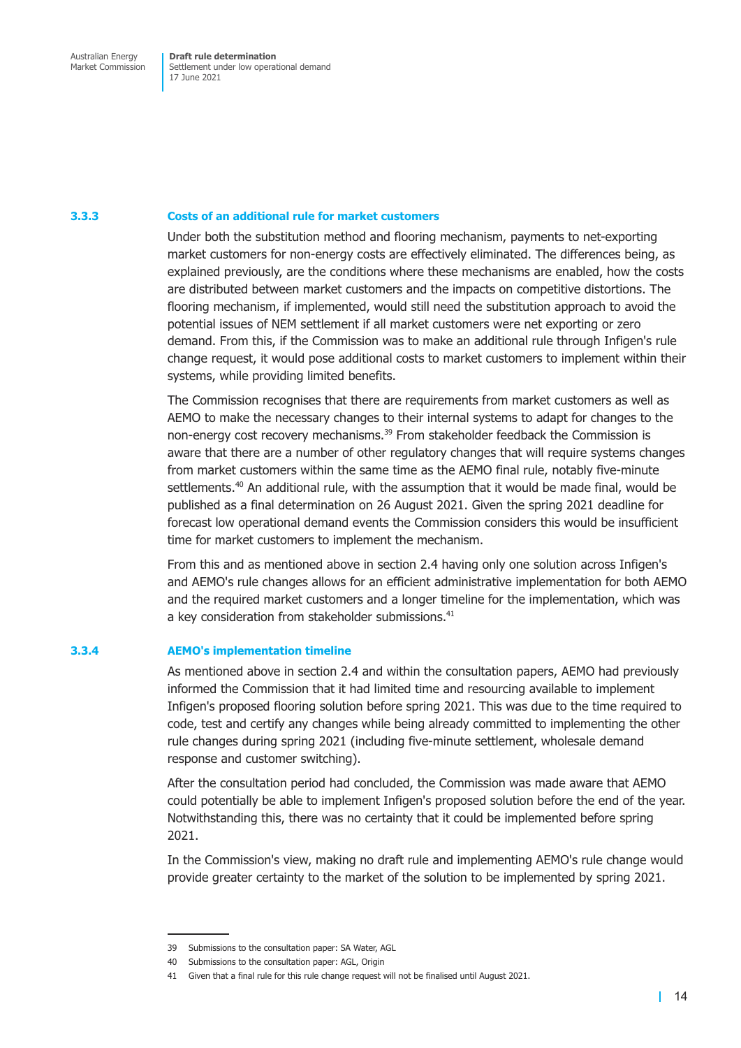### 3.3.3 Costs of an additional rule for market customers

Under both the substitution method and flooring mechanism, payments to net-exporting market customers for non-energy costs are effectively eliminated. The differences being, as explained previously, are the conditions where these mechanisms are enabled, how the costs are distributed between market customers and the impacts on competitive distortions. The flooring mechanism, if implemented, would still need the substitution approach to avoid the potential issues of NEM settlement if all market customers were net exporting or zero demand. From this, if the Commission was to make an additional rule through Infigen's rule change request, it would pose additional costs to market customers to implement within their systems, while providing limited benefits.

The Commission recognises that there are requirements from market customers as well as AEMO to make the necessary changes to their internal systems to adapt for changes to the non-energy cost recovery mechanisms.[39] From stakeholder feedback the Commission is aware that there are a number of other regulatory changes that will require systems changes from market customers within the same time as the AEMO final rule, notably five-minute settlements.[40] An additional rule, with the assumption that it would be made final, would be published as a final determination on 26 August 2021. Given the spring 2021 deadline for forecast low operational demand events the Commission considers this would be insufficient time for market customers to implement the mechanism.

From this and as mentioned above in section 2.4 having only one solution across Infigen's and AEMO's rule changes allows for an efficient administrative implementation for both AEMO and the required market customers and a longer timeline for the implementation, which was a key consideration from stakeholder submissions.[41]

### 3.3.4 AEMO's implementation timeline

As mentioned above in section 2.4 and within the consultation papers, AEMO had previously informed the Commission that it had limited time and resourcing available to implement Infigen's proposed flooring solution before spring 2021. This was due to the time required to code, test and certify any changes while being already committed to implementing the other rule changes during spring 2021 (including five-minute settlement, wholesale demand response and customer switching).

After the consultation period had concluded, the Commission was made aware that AEMO could potentially be able to implement Infigen's proposed solution before the end of the year. Notwithstanding this, there was no certainty that it could be implemented before spring 2021.

In the Commission's view, making no draft rule and implementing AEMO's rule change would provide greater certainty to the market of the solution to be implemented by spring 2021.

---

39 Submissions to the consultation paper: SA Water, AGL

40 Submissions to the consultation paper: AGL, Origin

41 Given that a final rule for this rule change request will not be finalised until August 2021.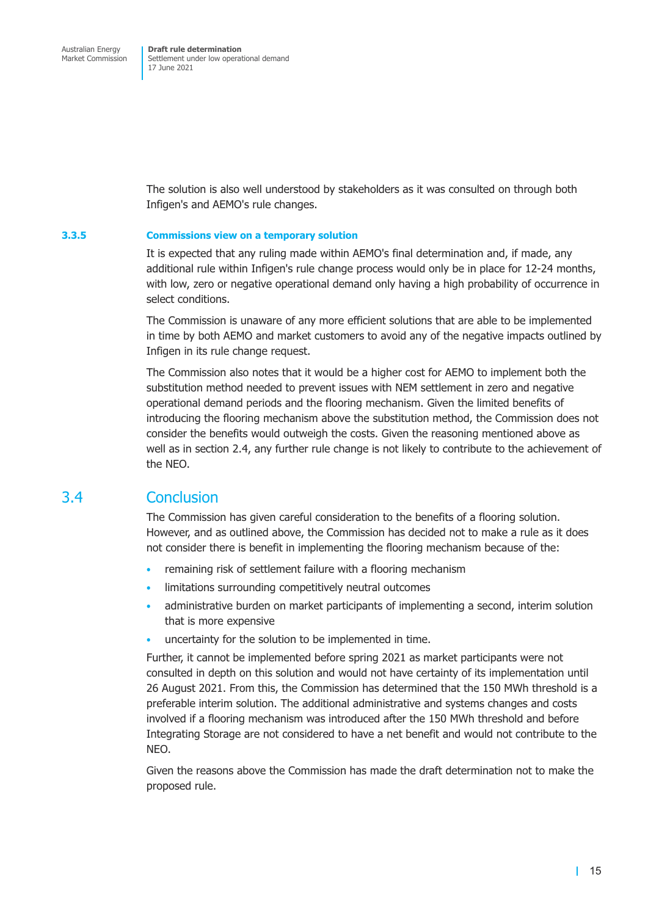The solution is also well understood by stakeholders as it was consulted on through both Infigen's and AEMO's rule changes.

### 3.3.5 Commissions view on a temporary solution

It is expected that any ruling made within AEMO's final determination and, if made, any additional rule within Infigen's rule change process would only be in place for 12-24 months, with low, zero or negative operational demand only having a high probability of occurrence in select conditions.

The Commission is unaware of any more efficient solutions that are able to be implemented in time by both AEMO and market customers to avoid any of the negative impacts outlined by Infigen in its rule change request.

The Commission also notes that it would be a higher cost for AEMO to implement both the substitution method needed to prevent issues with NEM settlement in zero and negative operational demand periods and the flooring mechanism. Given the limited benefits of introducing the flooring mechanism above the substitution method, the Commission does not consider the benefits would outweigh the costs. Given the reasoning mentioned above as well as in section 2.4, any further rule change is not likely to contribute to the achievement of the NEO.

## 3.4 Conclusion

The Commission has given careful consideration to the benefits of a flooring solution. However, and as outlined above, the Commission has decided not to make a rule as it does not consider there is benefit in implementing the flooring mechanism because of the:

- remaining risk of settlement failure with a flooring mechanism
- limitations surrounding competitively neutral outcomes
- administrative burden on market participants of implementing a second, interim solution that is more expensive
- uncertainty for the solution to be implemented in time.

Further, it cannot be implemented before spring 2021 as market participants were not consulted in depth on this solution and would not have certainty of its implementation until 26 August 2021. From this, the Commission has determined that the 150 MWh threshold is a preferable interim solution. The additional administrative and systems changes and costs involved if a flooring mechanism was introduced after the 150 MWh threshold and before Integrating Storage are not considered to have a net benefit and would not contribute to the NEO.

Given the reasons above the Commission has made the draft determination not to make the proposed rule.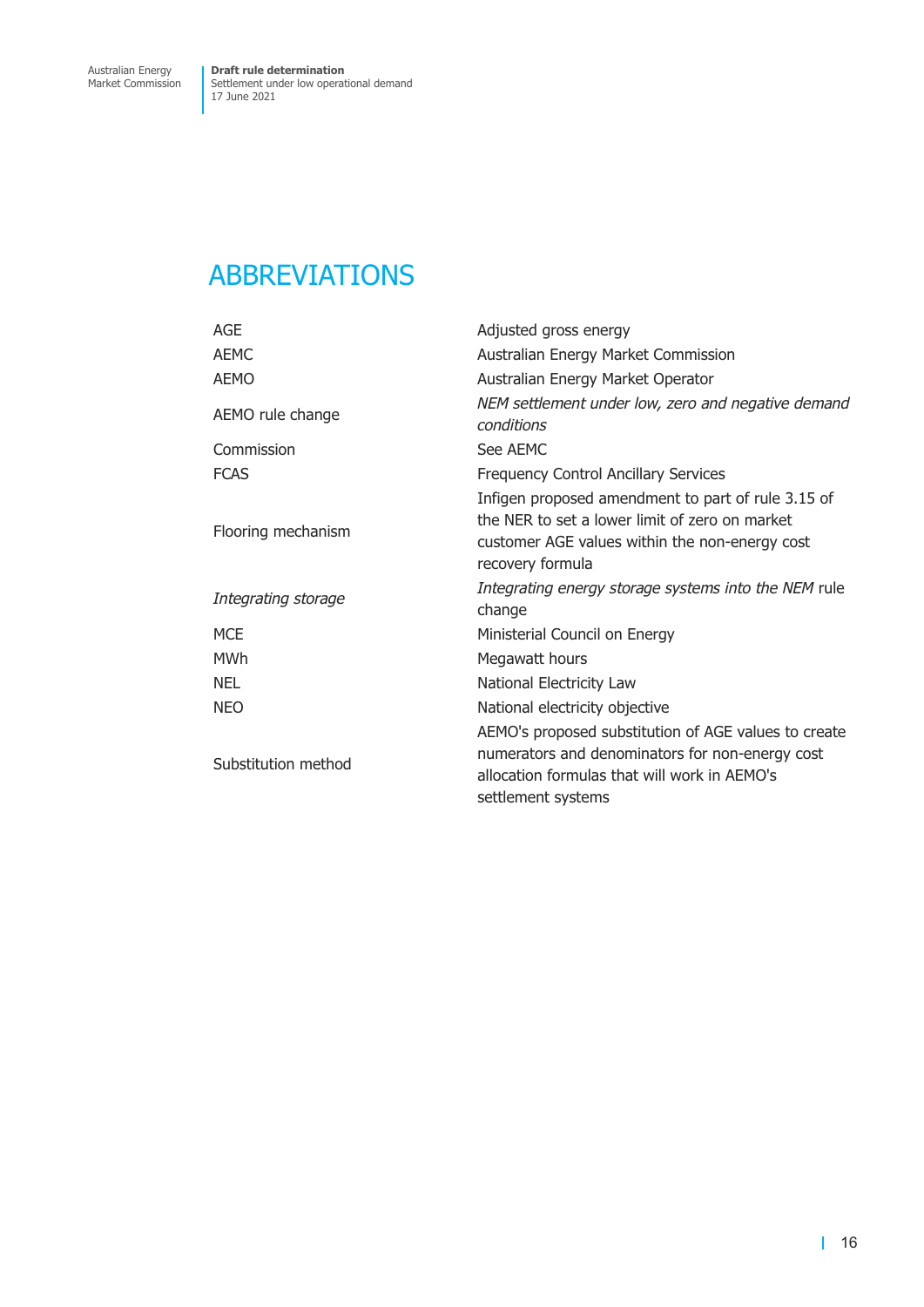# ABBREVIATIONS

| | |
|---|---|
| AGE | Adjusted gross energy |
| AEMC | Australian Energy Market Commission |
| AEMO | Australian Energy Market Operator |
| AEMO rule change | *NEM settlement under low, zero and negative demand conditions* |
| Commission | See AEMC |
| FCAS | Frequency Control Ancillary Services |
| Flooring mechanism | Infigen proposed amendment to part of rule 3.15 of the NER to set a lower limit of zero on market customer AGE values within the non-energy cost recovery formula |
| *Integrating storage* | *Integrating energy storage systems into the NEM* rule change |
| MCE | Ministerial Council on Energy |
| MWh | Megawatt hours |
| NEL | National Electricity Law |
| NEO | National electricity objective |
| Substitution method | AEMO's proposed substitution of AGE values to create numerators and denominators for non-energy cost allocation formulas that will work in AEMO's settlement systems |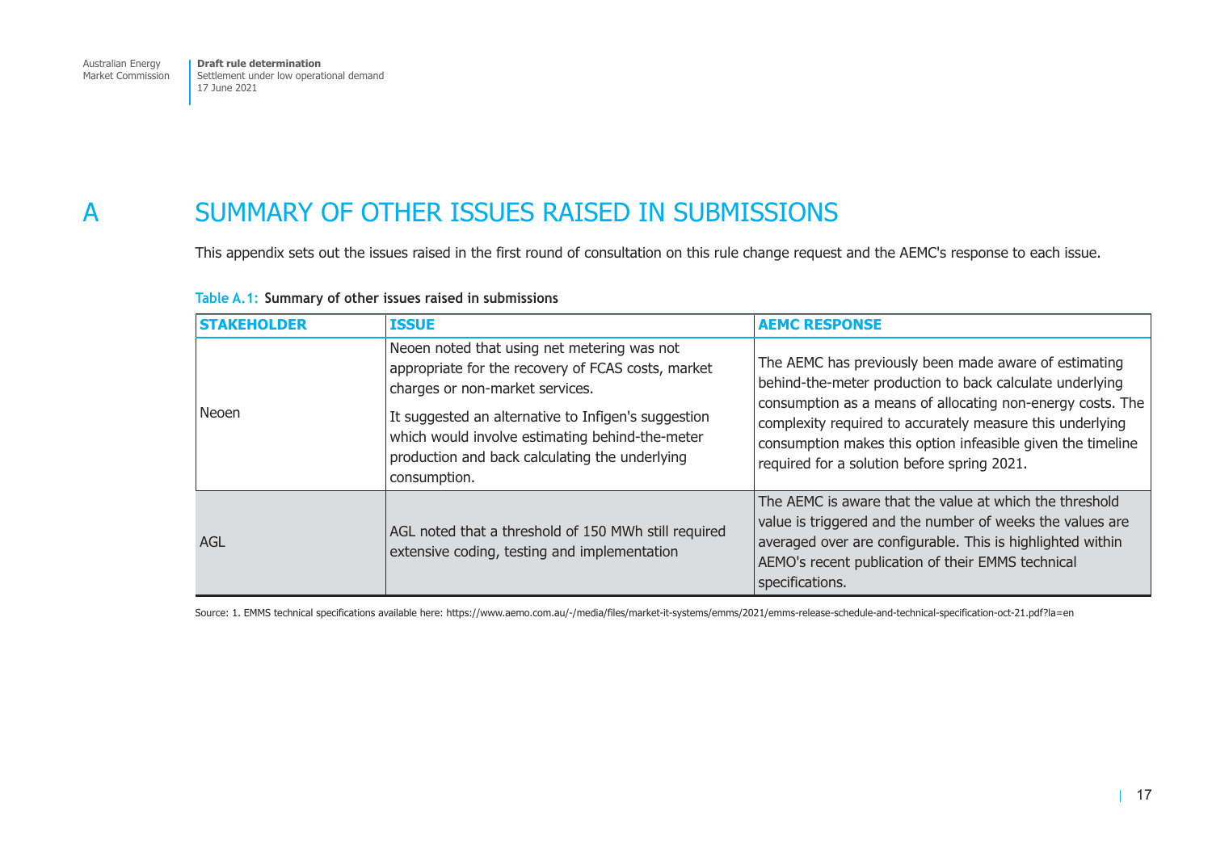# A SUMMARY OF OTHER ISSUES RAISED IN SUBMISSIONS

This appendix sets out the issues raised in the first round of consultation on this rule change request and the AEMC's response to each issue.

**Table A.1: Summary of other issues raised in submissions**

| STAKEHOLDER | ISSUE | AEMC RESPONSE |
|---|---|---|
| Neoen | Neoen noted that using net metering was not appropriate for the recovery of FCAS costs, market charges or non-market services.<br><br>It suggested an alternative to Infigen's suggestion which would involve estimating behind-the-meter production and back calculating the underlying consumption. | The AEMC has previously been made aware of estimating behind-the-meter production to back calculate underlying consumption as a means of allocating non-energy costs. The complexity required to accurately measure this underlying consumption makes this option infeasible given the timeline required for a solution before spring 2021. |
| AGL | AGL noted that a threshold of 150 MWh still required extensive coding, testing and implementation | The AEMC is aware that the value at which the threshold value is triggered and the number of weeks the values are averaged over are configurable. This is highlighted within AEMO's recent publication of their EMMS technical specifications. |

Source: 1. EMMS technical specifications available here: https://www.aemo.com.au/-/media/files/market-it-systems/emms/2021/emms-release-schedule-and-technical-specification-oct-21.pdf?la=en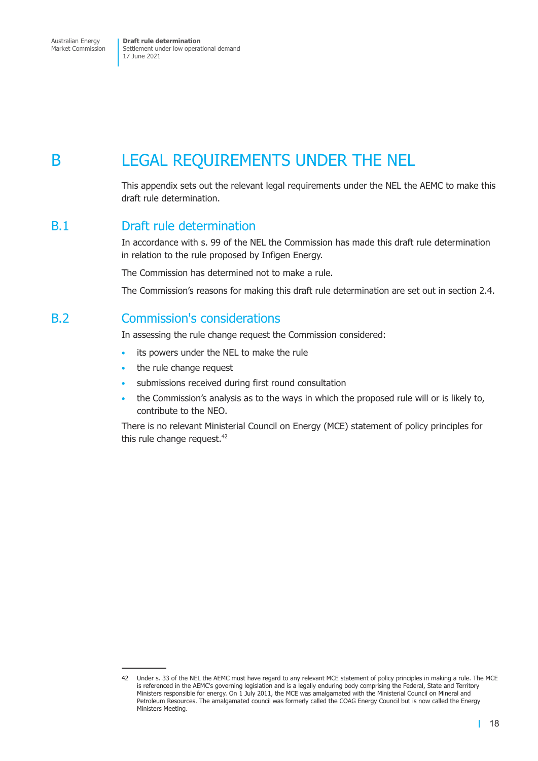# B LEGAL REQUIREMENTS UNDER THE NEL

This appendix sets out the relevant legal requirements under the NEL the AEMC to make this draft rule determination.

## B.1 Draft rule determination

In accordance with s. 99 of the NEL the Commission has made this draft rule determination in relation to the rule proposed by Infigen Energy.

The Commission has determined not to make a rule.

The Commission's reasons for making this draft rule determination are set out in section 2.4.

## B.2 Commission's considerations

In assessing the rule change request the Commission considered:

- its powers under the NEL to make the rule
- the rule change request
- submissions received during first round consultation
- the Commission's analysis as to the ways in which the proposed rule will or is likely to, contribute to the NEO.

There is no relevant Ministerial Council on Energy (MCE) statement of policy principles for this rule change request.[42]

---

42 Under s. 33 of the NEL the AEMC must have regard to any relevant MCE statement of policy principles in making a rule. The MCE is referenced in the AEMC's governing legislation and is a legally enduring body comprising the Federal, State and Territory Ministers responsible for energy. On 1 July 2011, the MCE was amalgamated with the Ministerial Council on Mineral and Petroleum Resources. The amalgamated council was formerly called the COAG Energy Council but is now called the Energy Ministers Meeting.